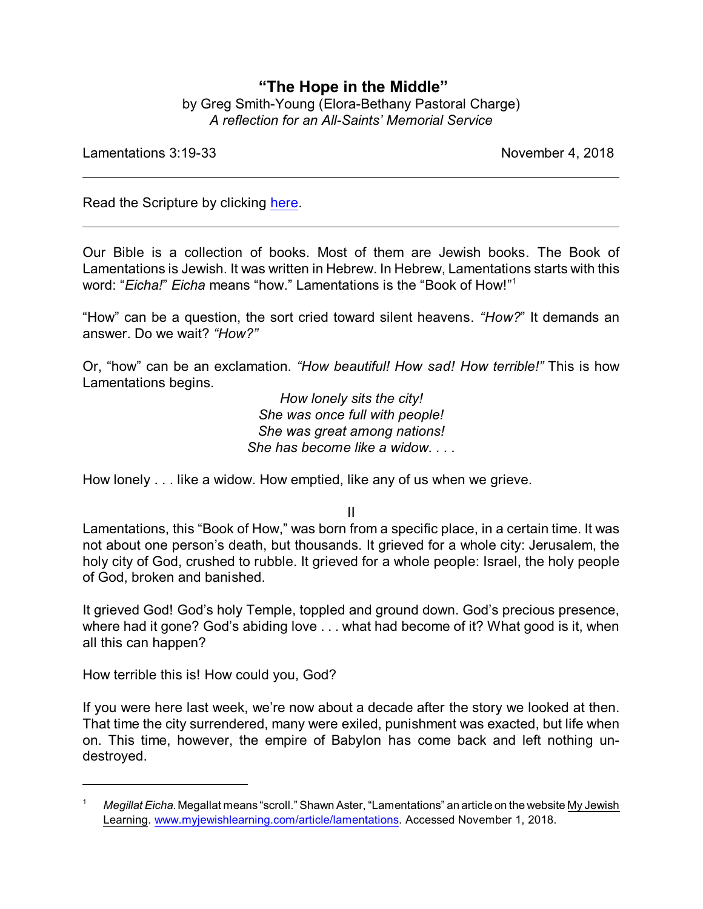# "The Hope in the Middle"

by Greg Smith-Young (Elora-Bethany Pastoral Charge)
*A reflection for an All-Saints' Memorial Service*

Lamentations 3:19-33 November 4, 2018

---

Read the Scripture by clicking here.

---

Our Bible is a collection of books. Most of them are Jewish books. The Book of Lamentations is Jewish. It was written in Hebrew. In Hebrew, Lamentations starts with this word: "*Eicha!*" *Eicha* means "how." Lamentations is the "Book of How!"[1]

"How" can be a question, the sort cried toward silent heavens. *"How?"* It demands an answer. Do we wait? *"How?"*

Or, "how" can be an exclamation. *"How beautiful! How sad! How terrible!"* This is how Lamentations begins.

*How lonely sits the city!*
*She was once full with people!*
*She was great among nations!*
*She has become like a widow. . . .*

How lonely . . . like a widow. How emptied, like any of us when we grieve.

II

Lamentations, this "Book of How," was born from a specific place, in a certain time. It was not about one person's death, but thousands. It grieved for a whole city: Jerusalem, the holy city of God, crushed to rubble. It grieved for a whole people: Israel, the holy people of God, broken and banished.

It grieved God! God's holy Temple, toppled and ground down. God's precious presence, where had it gone? God's abiding love . . . what had become of it? What good is it, when all this can happen?

How terrible this is! How could you, God?

If you were here last week, we're now about a decade after the story we looked at then. That time the city surrendered, many were exiled, punishment was exacted, but life when on. This time, however, the empire of Babylon has come back and left nothing un-destroyed.

---

[1] *Megillat Eicha.* Megallat means "scroll." Shawn Aster, "Lamentations" an article on the website My Jewish Learning. www.myjewishlearning.com/article/lamentations. Accessed November 1, 2018.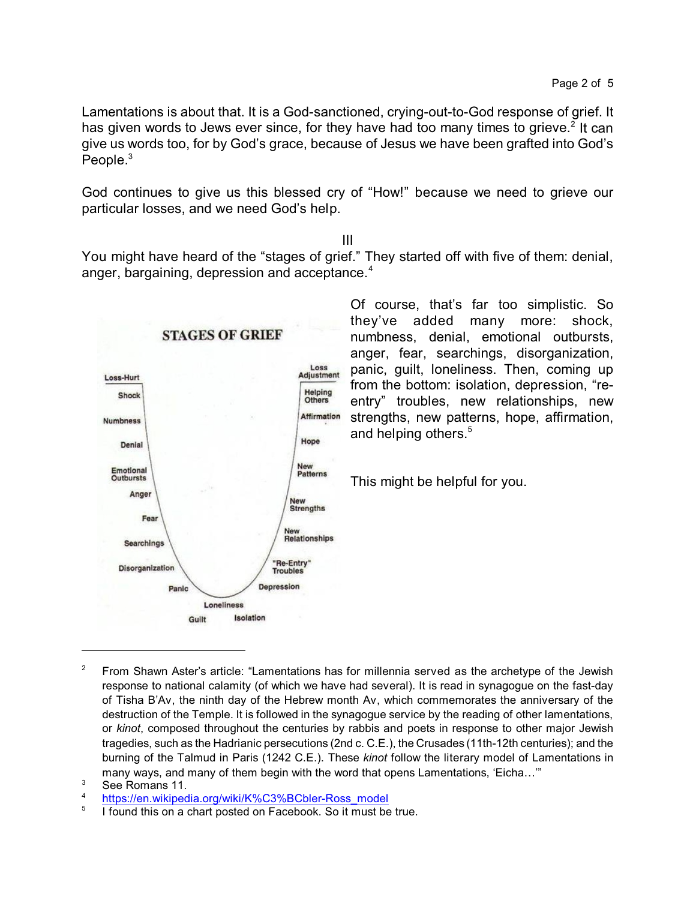Lamentations is about that. It is a God-sanctioned, crying-out-to-God response of grief. It has given words to Jews ever since, for they have had too many times to grieve.[2] It can give us words too, for by God's grace, because of Jesus we have been grafted into God's People.[3]

God continues to give us this blessed cry of "How!" because we need to grieve our particular losses, and we need God's help.

III

You might have heard of the "stages of grief." They started off with five of them: denial, anger, bargaining, depression and acceptance.[4]

STAGES OF GRIEF

Loss-Hurt, Shock, Numbness, Denial, Emotional Outbursts, Anger, Fear, Searchings, Disorganization, Panic, Guilt, Loneliness, Isolation, Depression, "Re-Entry" Troubles, New Relationships, New Strengths, New Patterns, Hope, Affirmation, Helping Others, Loss Adjustment

Of course, that's far too simplistic. So they've added many more: shock, numbness, denial, emotional outbursts, anger, fear, searchings, disorganization, panic, guilt, loneliness. Then, coming up from the bottom: isolation, depression, "re-entry" troubles, new relationships, new strengths, new patterns, hope, affirmation, and helping others.[5]

This might be helpful for you.

---

[2] From Shawn Aster's article: "Lamentations has for millennia served as the archetype of the Jewish response to national calamity (of which we have had several). It is read in synagogue on the fast-day of Tisha B'Av, the ninth day of the Hebrew month Av, which commemorates the anniversary of the destruction of the Temple. It is followed in the synagogue service by the reading of other lamentations, or *kinot*, composed throughout the centuries by rabbis and poets in response to other major Jewish tragedies, such as the Hadrianic persecutions (2nd c. C.E.), the Crusades (11th-12th centuries); and the burning of the Talmud in Paris (1242 C.E.). These *kinot* follow the literary model of Lamentations in many ways, and many of them begin with the word that opens Lamentations, 'Eicha…'"

[3] See Romans 11.

[4] https://en.wikipedia.org/wiki/K%C3%BCbler-Ross_model

[5] I found this on a chart posted on Facebook. So it must be true.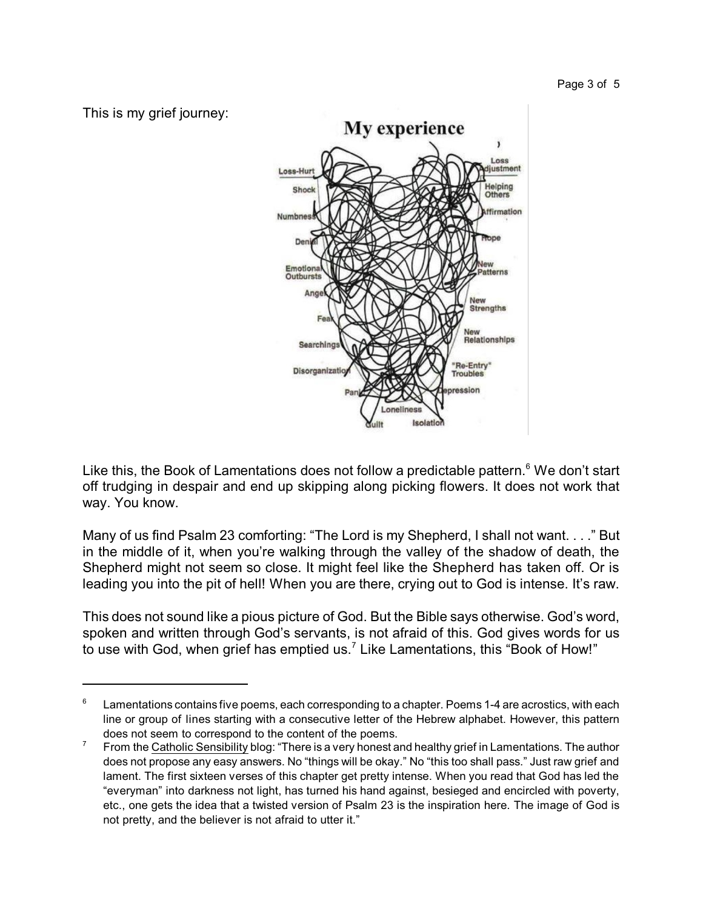This is my grief journey:

Like this, the Book of Lamentations does not follow a predictable pattern.[6] We don't start off trudging in despair and end up skipping along picking flowers. It does not work that way. You know.

Many of us find Psalm 23 comforting: "The Lord is my Shepherd, I shall not want. . . ." But in the middle of it, when you're walking through the valley of the shadow of death, the Shepherd might not seem so close. It might feel like the Shepherd has taken off. Or is leading you into the pit of hell! When you are there, crying out to God is intense. It's raw.

This does not sound like a pious picture of God. But the Bible says otherwise. God's word, spoken and written through God's servants, is not afraid of this. God gives words for us to use with God, when grief has emptied us.[7] Like Lamentations, this "Book of How!"

---

[6] Lamentations contains five poems, each corresponding to a chapter. Poems 1-4 are acrostics, with each line or group of lines starting with a consecutive letter of the Hebrew alphabet. However, this pattern does not seem to correspond to the content of the poems.

[7] From the Catholic Sensibility blog: "There is a very honest and healthy grief in Lamentations. The author does not propose any easy answers. No "things will be okay." No "this too shall pass." Just raw grief and lament. The first sixteen verses of this chapter get pretty intense. When you read that God has led the "everyman" into darkness not light, has turned his hand against, besieged and encircled with poverty, etc., one gets the idea that a twisted version of Psalm 23 is the inspiration here. The image of God is not pretty, and the believer is not afraid to utter it."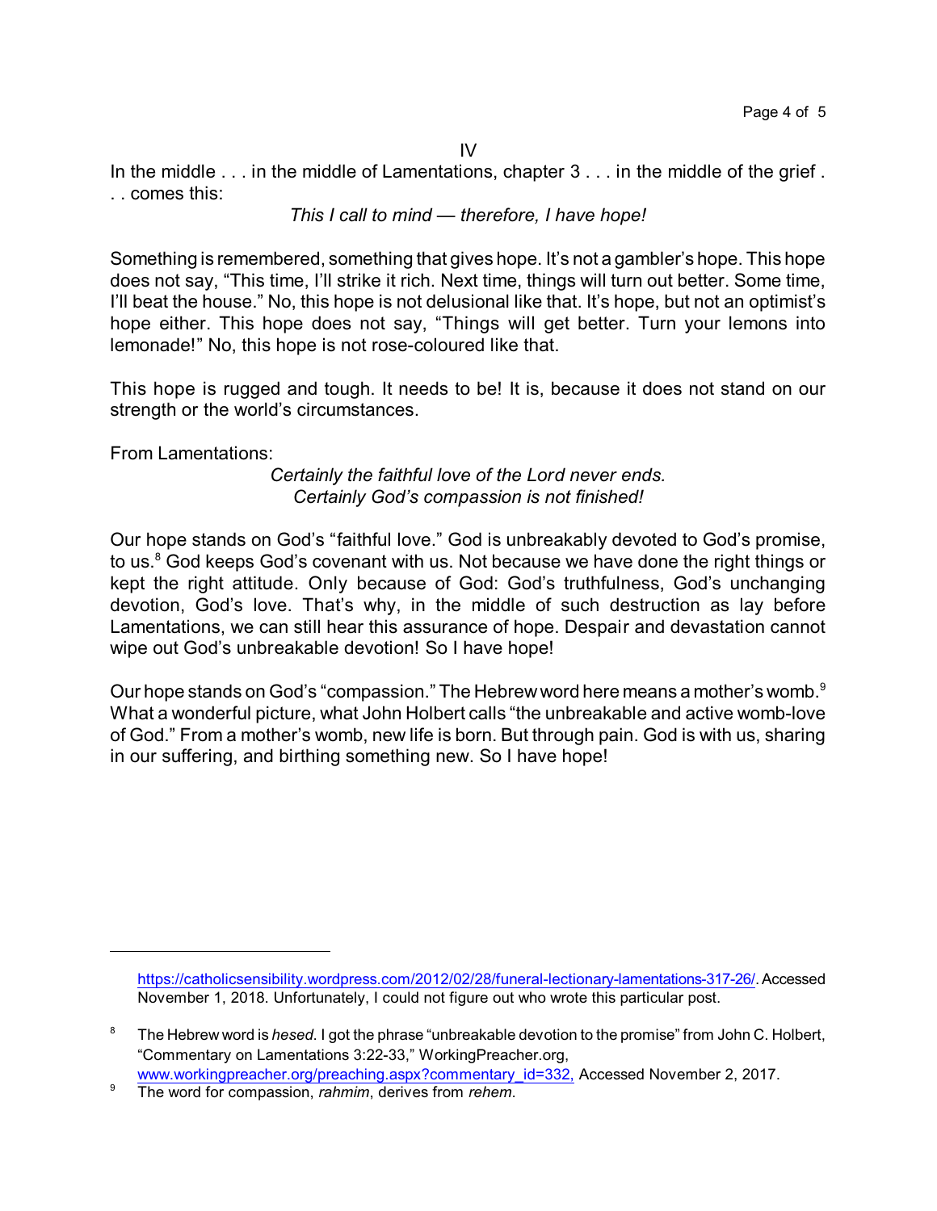IV

In the middle . . . in the middle of Lamentations, chapter 3 . . . in the middle of the grief . . . comes this:

*This I call to mind — therefore, I have hope!*

Something is remembered, something that gives hope. It's not a gambler's hope. This hope does not say, "This time, I'll strike it rich. Next time, things will turn out better. Some time, I'll beat the house." No, this hope is not delusional like that. It's hope, but not an optimist's hope either. This hope does not say, "Things will get better. Turn your lemons into lemonade!" No, this hope is not rose-coloured like that.

This hope is rugged and tough. It needs to be! It is, because it does not stand on our strength or the world's circumstances.

From Lamentations:

*Certainly the faithful love of the Lord never ends.*
*Certainly God's compassion is not finished!*

Our hope stands on God's "faithful love." God is unbreakably devoted to God's promise, to us.[8] God keeps God's covenant with us. Not because we have done the right things or kept the right attitude. Only because of God: God's truthfulness, God's unchanging devotion, God's love. That's why, in the middle of such destruction as lay before Lamentations, we can still hear this assurance of hope. Despair and devastation cannot wipe out God's unbreakable devotion! So I have hope!

Our hope stands on God's "compassion." The Hebrew word here means a mother's womb.[9] What a wonderful picture, what John Holbert calls "the unbreakable and active womb-love of God." From a mother's womb, new life is born. But through pain. God is with us, sharing in our suffering, and birthing something new. So I have hope!

---

https://catholicsensibility.wordpress.com/2012/02/28/funeral-lectionary-lamentations-317-26/. Accessed November 1, 2018. Unfortunately, I could not figure out who wrote this particular post.

[8] The Hebrew word is *hesed*. I got the phrase "unbreakable devotion to the promise" from John C. Holbert, "Commentary on Lamentations 3:22-33," WorkingPreacher.org, www.workingpreacher.org/preaching.aspx?commentary_id=332, Accessed November 2, 2017.

[9] The word for compassion, *rahmim*, derives from *rehem*.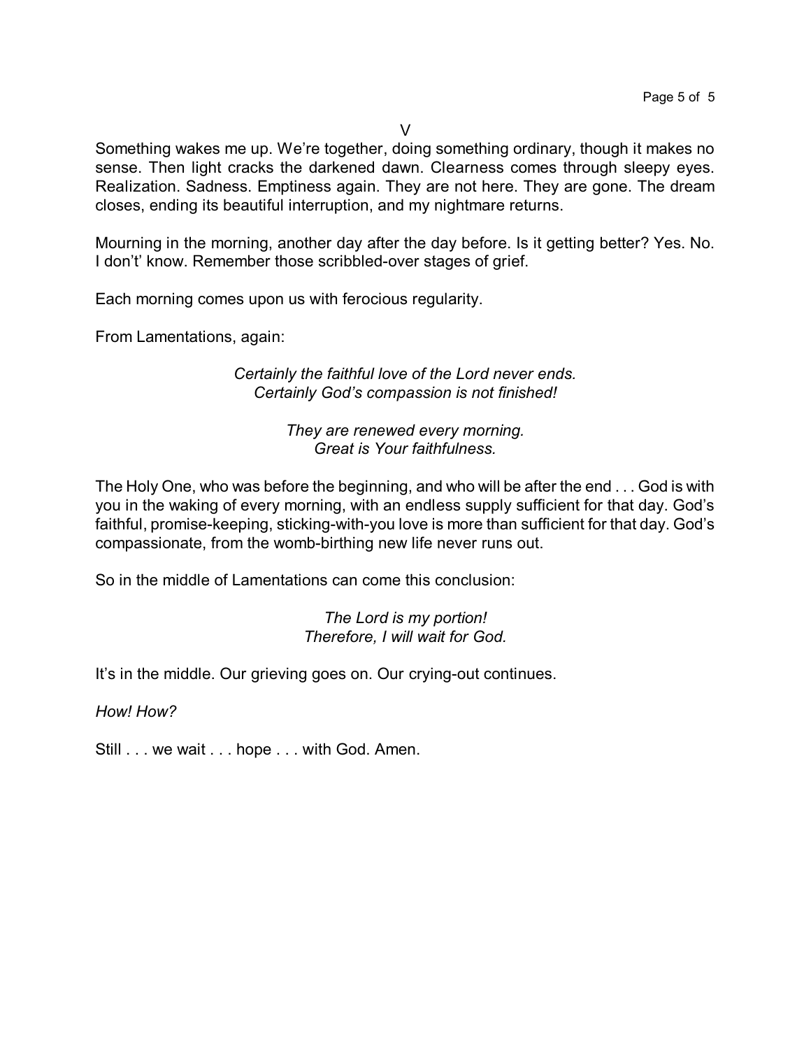V

Something wakes me up. We're together, doing something ordinary, though it makes no sense. Then light cracks the darkened dawn. Clearness comes through sleepy eyes. Realization. Sadness. Emptiness again. They are not here. They are gone. The dream closes, ending its beautiful interruption, and my nightmare returns.

Mourning in the morning, another day after the day before. Is it getting better? Yes. No. I don't' know. Remember those scribbled-over stages of grief.

Each morning comes upon us with ferocious regularity.

From Lamentations, again:

*Certainly the faithful love of the Lord never ends.*
*Certainly God's compassion is not finished!*

*They are renewed every morning.*
*Great is Your faithfulness.*

The Holy One, who was before the beginning, and who will be after the end . . . God is with you in the waking of every morning, with an endless supply sufficient for that day. God's faithful, promise-keeping, sticking-with-you love is more than sufficient for that day. God's compassionate, from the womb-birthing new life never runs out.

So in the middle of Lamentations can come this conclusion:

*The Lord is my portion!*
*Therefore, I will wait for God.*

It's in the middle. Our grieving goes on. Our crying-out continues.

*How! How?*

Still . . . we wait . . . hope . . . with God. Amen.